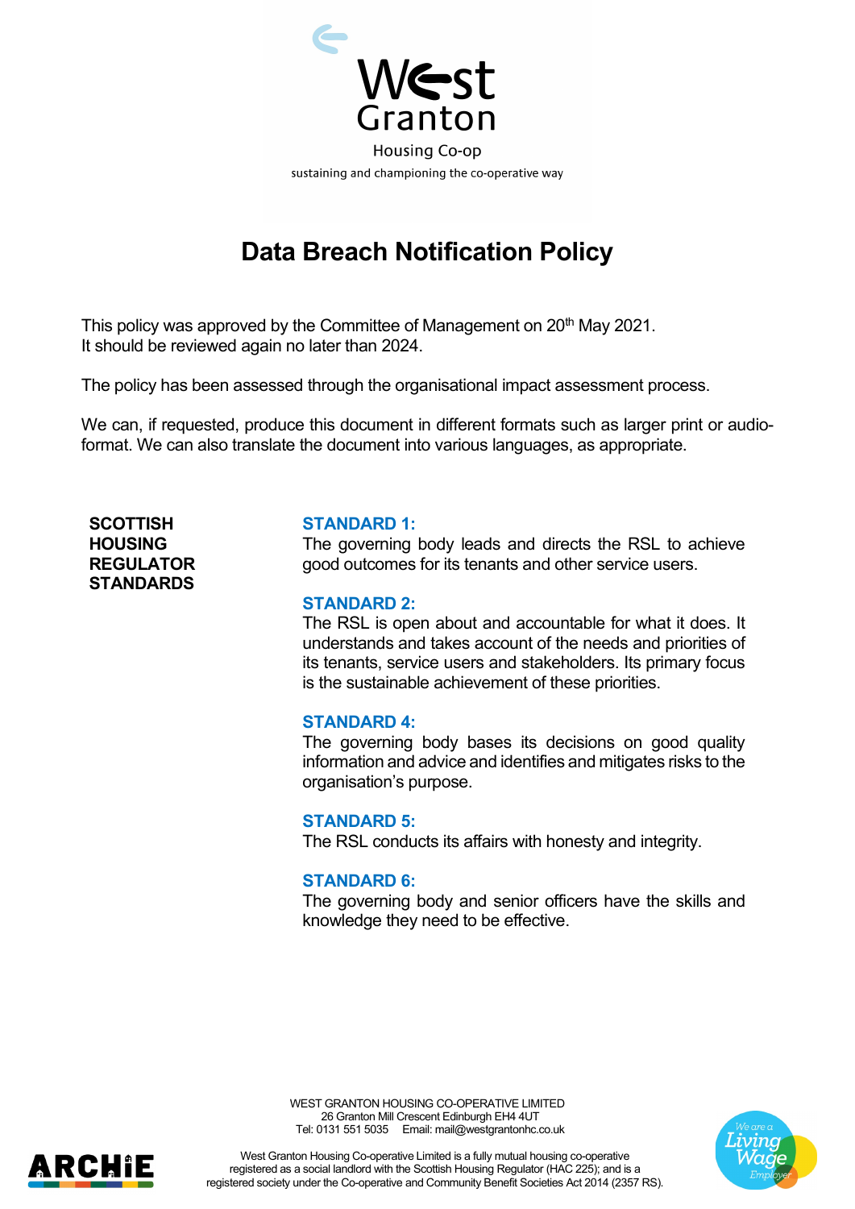West Granton

Housing Co-op

sustaining and championing the co-operative way

# Data Breach Notification Policy

This policy was approved by the Committee of Management on 20th May 2021.
It should be reviewed again no later than 2024.

The policy has been assessed through the organisational impact assessment process.

We can, if requested, produce this document in different formats such as larger print or audio-format. We can also translate the document into various languages, as appropriate.

**SCOTTISH HOUSING REGULATOR STANDARDS**

**STANDARD 1:**
The governing body leads and directs the RSL to achieve good outcomes for its tenants and other service users.

**STANDARD 2:**
The RSL is open about and accountable for what it does. It understands and takes account of the needs and priorities of its tenants, service users and stakeholders. Its primary focus is the sustainable achievement of these priorities.

**STANDARD 4:**
The governing body bases its decisions on good quality information and advice and identifies and mitigates risks to the organisation's purpose.

**STANDARD 5:**
The RSL conducts its affairs with honesty and integrity.

**STANDARD 6:**
The governing body and senior officers have the skills and knowledge they need to be effective.

WEST GRANTON HOUSING CO-OPERATIVE LIMITED
26 Granton Mill Crescent Edinburgh EH4 4UT
Tel: 0131 551 5035 Email: mail@westgrantonhc.co.uk

West Granton Housing Co-operative Limited is a fully mutual housing co-operative registered as a social landlord with the Scottish Housing Regulator (HAC 225); and is a registered society under the Co-operative and Community Benefit Societies Act 2014 (2357 RS).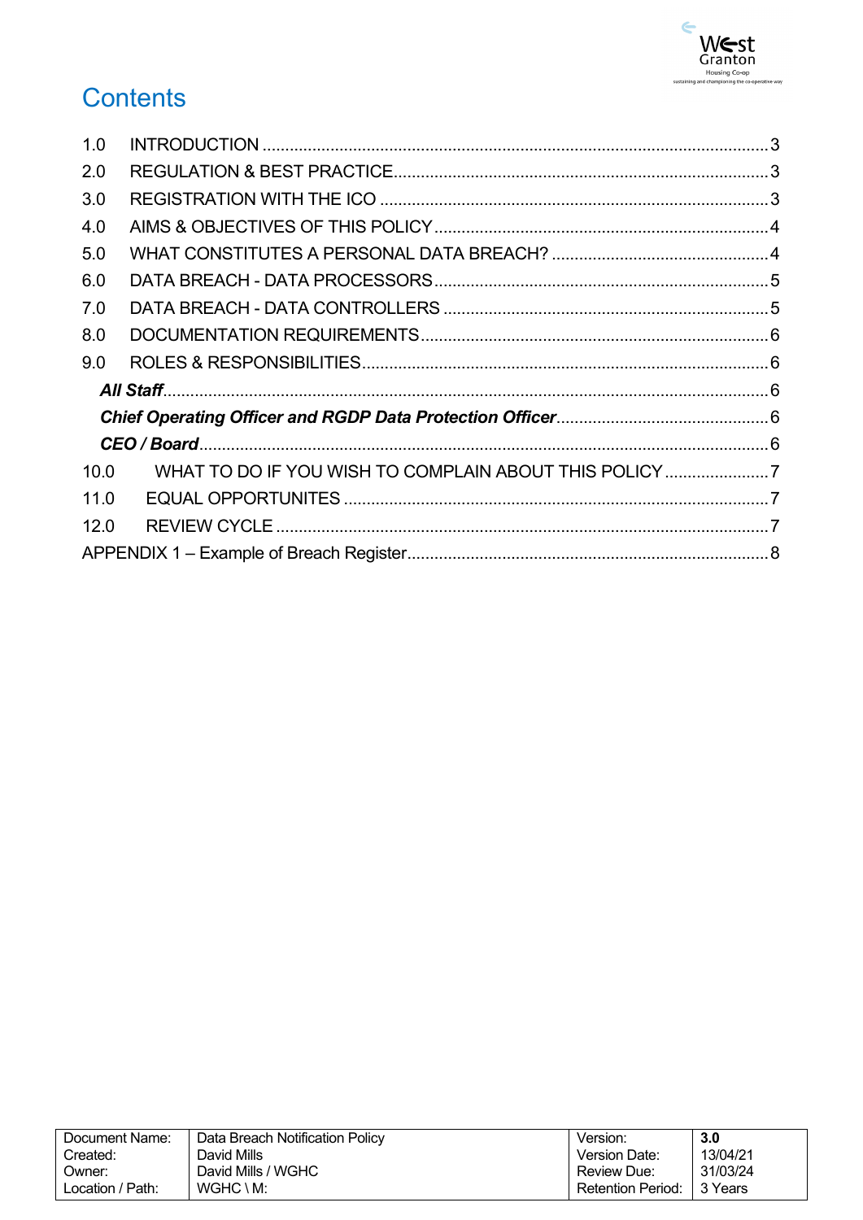# Contents

| | | |
|---|---|---|
| 1.0 | INTRODUCTION | 3 |
| 2.0 | REGULATION & BEST PRACTICE | 3 |
| 3.0 | REGISTRATION WITH THE ICO | 3 |
| 4.0 | AIMS & OBJECTIVES OF THIS POLICY | 4 |
| 5.0 | WHAT CONSTITUTES A PERSONAL DATA BREACH? | 4 |
| 6.0 | DATA BREACH - DATA PROCESSORS | 5 |
| 7.0 | DATA BREACH - DATA CONTROLLERS | 5 |
| 8.0 | DOCUMENTATION REQUIREMENTS | 6 |
| 9.0 | ROLES & RESPONSIBILITIES | 6 |
| | ***All Staff*** | 6 |
| | ***Chief Operating Officer and RGDP Data Protection Officer*** | 6 |
| | ***CEO / Board*** | 6 |
| 10.0 | WHAT TO DO IF YOU WISH TO COMPLAIN ABOUT THIS POLICY | 7 |
| 11.0 | EQUAL OPPORTUNITES | 7 |
| 12.0 | REVIEW CYCLE | 7 |
| | APPENDIX 1 – Example of Breach Register | 8 |

| Document Name: | Data Breach Notification Policy | Version: | **3.0** |
|---|---|---|---|
| Created: | David Mills | Version Date: | 13/04/21 |
| Owner: | David Mills / WGHC | Review Due: | 31/03/24 |
| Location / Path: | WGHC \ M: | Retention Period: | 3 Years |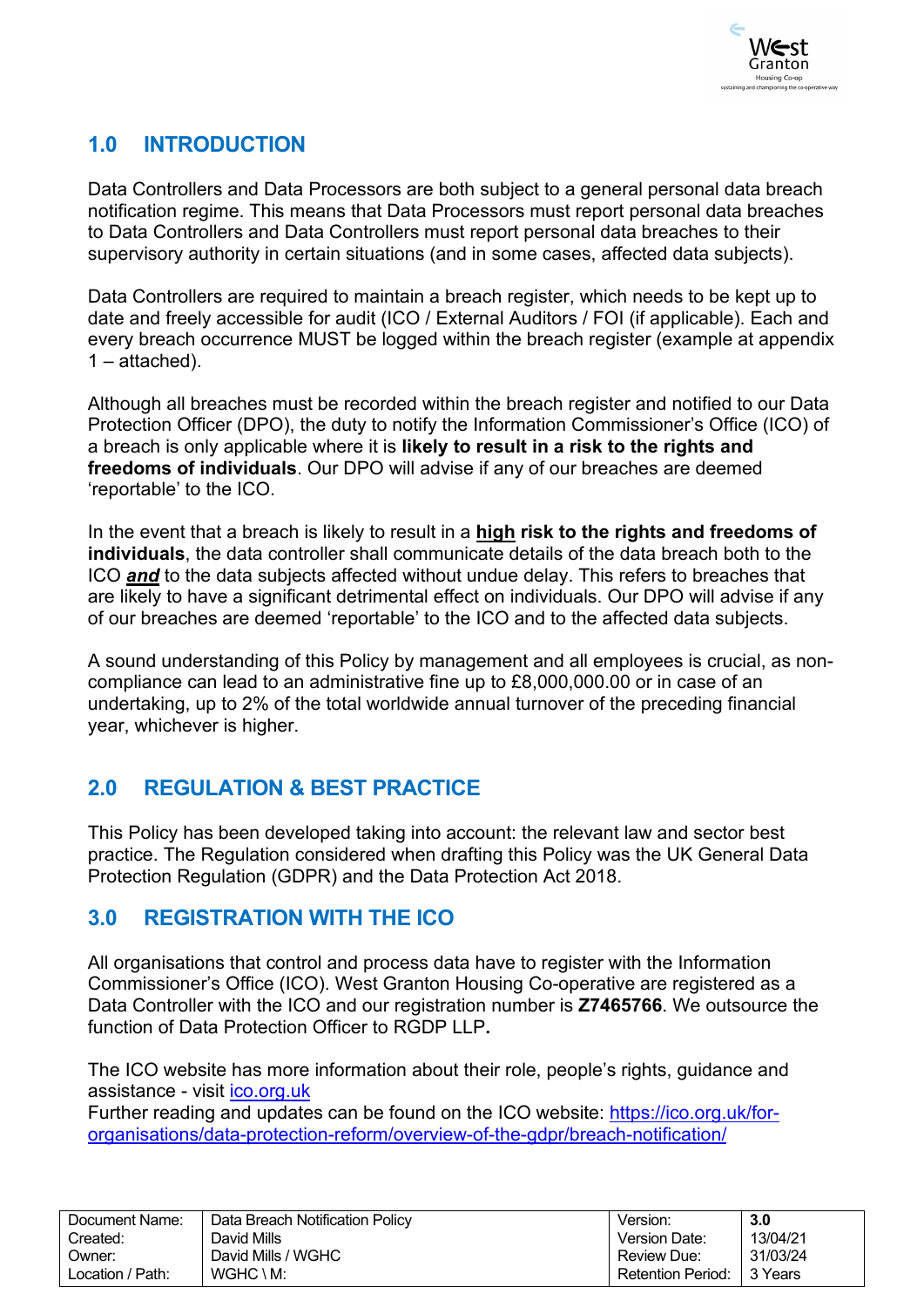## 1.0 INTRODUCTION

Data Controllers and Data Processors are both subject to a general personal data breach notification regime. This means that Data Processors must report personal data breaches to Data Controllers and Data Controllers must report personal data breaches to their supervisory authority in certain situations (and in some cases, affected data subjects).

Data Controllers are required to maintain a breach register, which needs to be kept up to date and freely accessible for audit (ICO / External Auditors / FOI (if applicable). Each and every breach occurrence MUST be logged within the breach register (example at appendix 1 – attached).

Although all breaches must be recorded within the breach register and notified to our Data Protection Officer (DPO), the duty to notify the Information Commissioner's Office (ICO) of a breach is only applicable where it is **likely to result in a risk to the rights and freedoms of individuals**. Our DPO will advise if any of our breaches are deemed 'reportable' to the ICO.

In the event that a breach is likely to result in a **high risk to the rights and freedoms of individuals**, the data controller shall communicate details of the data breach both to the ICO ***and*** to the data subjects affected without undue delay. This refers to breaches that are likely to have a significant detrimental effect on individuals. Our DPO will advise if any of our breaches are deemed 'reportable' to the ICO and to the affected data subjects.

A sound understanding of this Policy by management and all employees is crucial, as non-compliance can lead to an administrative fine up to £8,000,000.00 or in case of an undertaking, up to 2% of the total worldwide annual turnover of the preceding financial year, whichever is higher.

## 2.0 REGULATION & BEST PRACTICE

This Policy has been developed taking into account: the relevant law and sector best practice. The Regulation considered when drafting this Policy was the UK General Data Protection Regulation (GDPR) and the Data Protection Act 2018.

## 3.0 REGISTRATION WITH THE ICO

All organisations that control and process data have to register with the Information Commissioner's Office (ICO). West Granton Housing Co-operative are registered as a Data Controller with the ICO and our registration number is **Z7465766**. We outsource the function of Data Protection Officer to RGDP LLP**.**

The ICO website has more information about their role, people's rights, guidance and assistance - visit [ico.org.uk](https://ico.org.uk)
Further reading and updates can be found on the ICO website: [https://ico.org.uk/for-organisations/data-protection-reform/overview-of-the-gdpr/breach-notification/](https://ico.org.uk/for-organisations/data-protection-reform/overview-of-the-gdpr/breach-notification/)

| Document Name: | Data Breach Notification Policy | Version: | **3.0** |
|---|---|---|---|
| Created: | David Mills | Version Date: | 13/04/21 |
| Owner: | David Mills / WGHC | Review Due: | 31/03/24 |
| Location / Path: | WGHC \ M: | Retention Period: | 3 Years |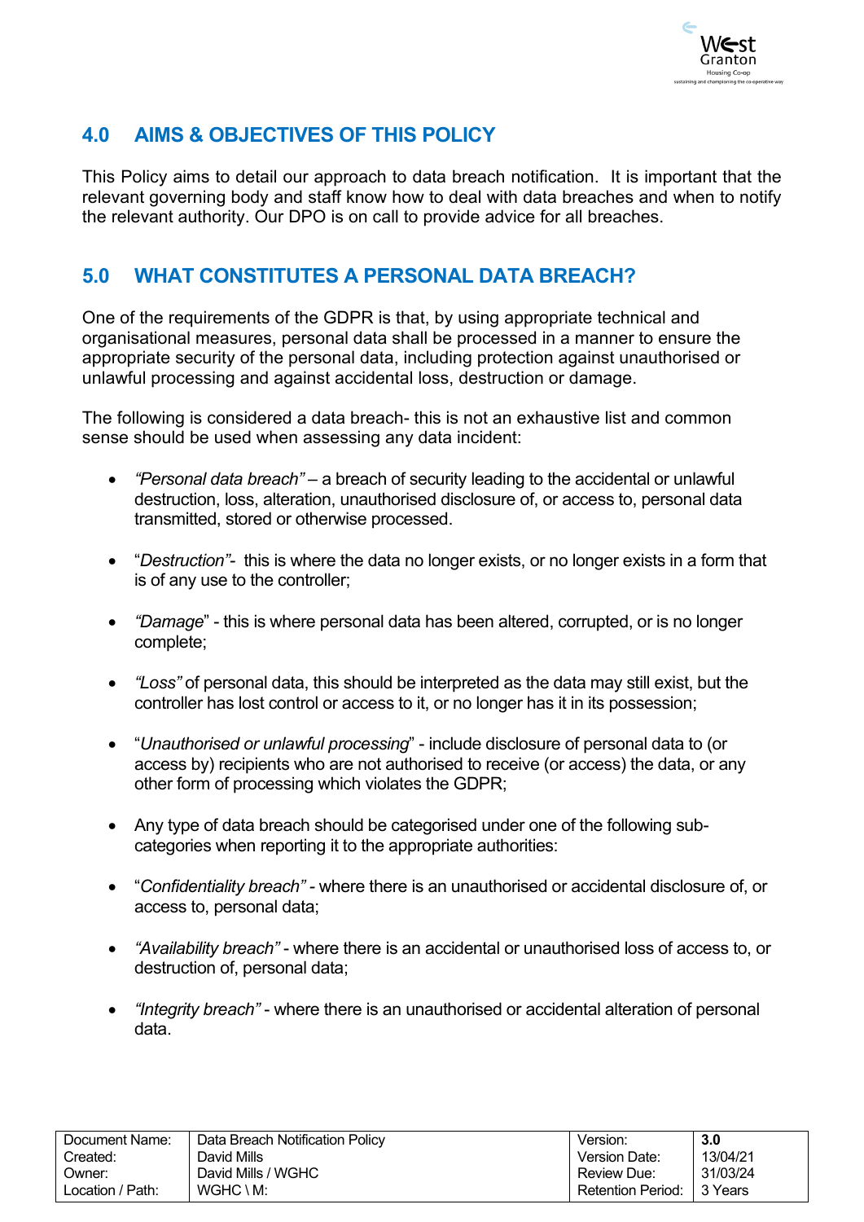## 4.0 AIMS & OBJECTIVES OF THIS POLICY

This Policy aims to detail our approach to data breach notification. It is important that the relevant governing body and staff know how to deal with data breaches and when to notify the relevant authority. Our DPO is on call to provide advice for all breaches.

## 5.0 WHAT CONSTITUTES A PERSONAL DATA BREACH?

One of the requirements of the GDPR is that, by using appropriate technical and organisational measures, personal data shall be processed in a manner to ensure the appropriate security of the personal data, including protection against unauthorised or unlawful processing and against accidental loss, destruction or damage.

The following is considered a data breach- this is not an exhaustive list and common sense should be used when assessing any data incident:

- *"Personal data breach"* – a breach of security leading to the accidental or unlawful destruction, loss, alteration, unauthorised disclosure of, or access to, personal data transmitted, stored or otherwise processed.
- "*Destruction"*- this is where the data no longer exists, or no longer exists in a form that is of any use to the controller;
- *"Damage*" - this is where personal data has been altered, corrupted, or is no longer complete;
- *"Loss"* of personal data, this should be interpreted as the data may still exist, but the controller has lost control or access to it, or no longer has it in its possession;
- "*Unauthorised or unlawful processing*" - include disclosure of personal data to (or access by) recipients who are not authorised to receive (or access) the data, or any other form of processing which violates the GDPR;
- Any type of data breach should be categorised under one of the following sub-categories when reporting it to the appropriate authorities:
- "*Confidentiality breach" -* where there is an unauthorised or accidental disclosure of, or access to, personal data;
- *"Availability breach" -* where there is an accidental or unauthorised loss of access to, or destruction of, personal data;
- *"Integrity breach" -* where there is an unauthorised or accidental alteration of personal data.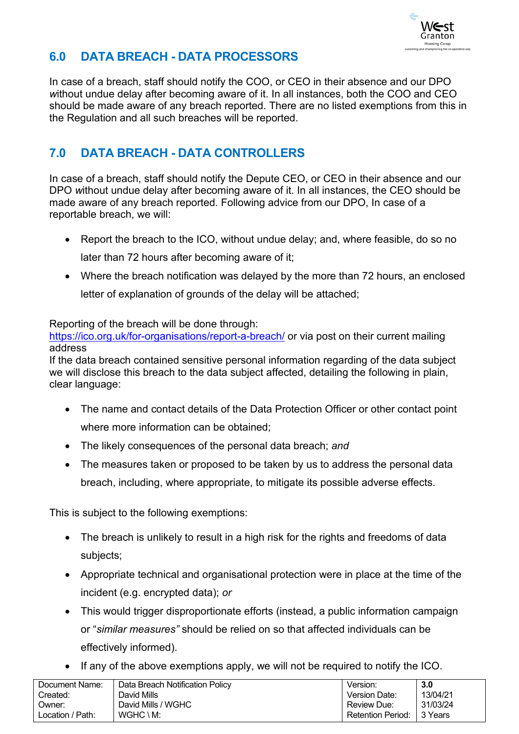## 6.0 DATA BREACH - DATA PROCESSORS

In case of a breach, staff should notify the COO, or CEO in their absence and our DPO *w*ithout undue delay after becoming aware of it. In all instances, both the COO and CEO should be made aware of any breach reported. There are no listed exemptions from this in the Regulation and all such breaches will be reported.

## 7.0 DATA BREACH - DATA CONTROLLERS

In case of a breach, staff should notify the Depute CEO, or CEO in their absence and our DPO *w*ithout undue delay after becoming aware of it. In all instances, the CEO should be made aware of any breach reported. Following advice from our DPO, In case of a reportable breach, we will:

- Report the breach to the ICO, without undue delay; and, where feasible, do so no later than 72 hours after becoming aware of it;
- Where the breach notification was delayed by the more than 72 hours, an enclosed letter of explanation of grounds of the delay will be attached;

Reporting of the breach will be done through:
https://ico.org.uk/for-organisations/report-a-breach/ or via post on their current mailing address
If the data breach contained sensitive personal information regarding of the data subject we will disclose this breach to the data subject affected, detailing the following in plain, clear language:

- The name and contact details of the Data Protection Officer or other contact point where more information can be obtained;
- The likely consequences of the personal data breach; *and*
- The measures taken or proposed to be taken by us to address the personal data breach, including, where appropriate, to mitigate its possible adverse effects.

This is subject to the following exemptions:

- The breach is unlikely to result in a high risk for the rights and freedoms of data subjects;
- Appropriate technical and organisational protection were in place at the time of the incident (e.g. encrypted data); *or*
- This would trigger disproportionate efforts (instead, a public information campaign or "*similar measures"* should be relied on so that affected individuals can be effectively informed).
- If any of the above exemptions apply, we will not be required to notify the ICO.

| Document Name: | Data Breach Notification Policy | Version: | **3.0** |
|---|---|---|---|
| Created: | David Mills | Version Date: | 13/04/21 |
| Owner: | David Mills / WGHC | Review Due: | 31/03/24 |
| Location / Path: | WGHC \ M: | Retention Period: | 3 Years |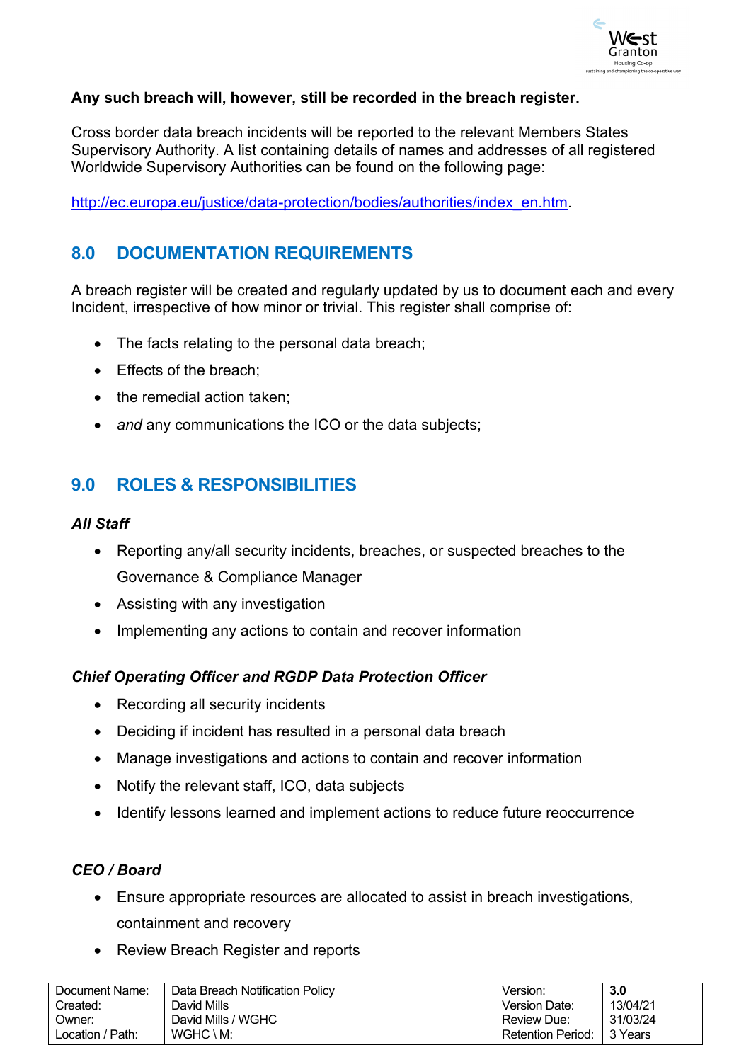**Any such breach will, however, still be recorded in the breach register.**

Cross border data breach incidents will be reported to the relevant Members States Supervisory Authority. A list containing details of names and addresses of all registered Worldwide Supervisory Authorities can be found on the following page:

http://ec.europa.eu/justice/data-protection/bodies/authorities/index_en.htm.

## 8.0 DOCUMENTATION REQUIREMENTS

A breach register will be created and regularly updated by us to document each and every Incident, irrespective of how minor or trivial. This register shall comprise of:

- The facts relating to the personal data breach;
- Effects of the breach;
- the remedial action taken;
- *and* any communications the ICO or the data subjects;

## 9.0 ROLES & RESPONSIBILITIES

### *All Staff*

- Reporting any/all security incidents, breaches, or suspected breaches to the Governance & Compliance Manager
- Assisting with any investigation
- Implementing any actions to contain and recover information

### *Chief Operating Officer and RGDP Data Protection Officer*

- Recording all security incidents
- Deciding if incident has resulted in a personal data breach
- Manage investigations and actions to contain and recover information
- Notify the relevant staff, ICO, data subjects
- Identify lessons learned and implement actions to reduce future reoccurrence

### *CEO / Board*

- Ensure appropriate resources are allocated to assist in breach investigations, containment and recovery
- Review Breach Register and reports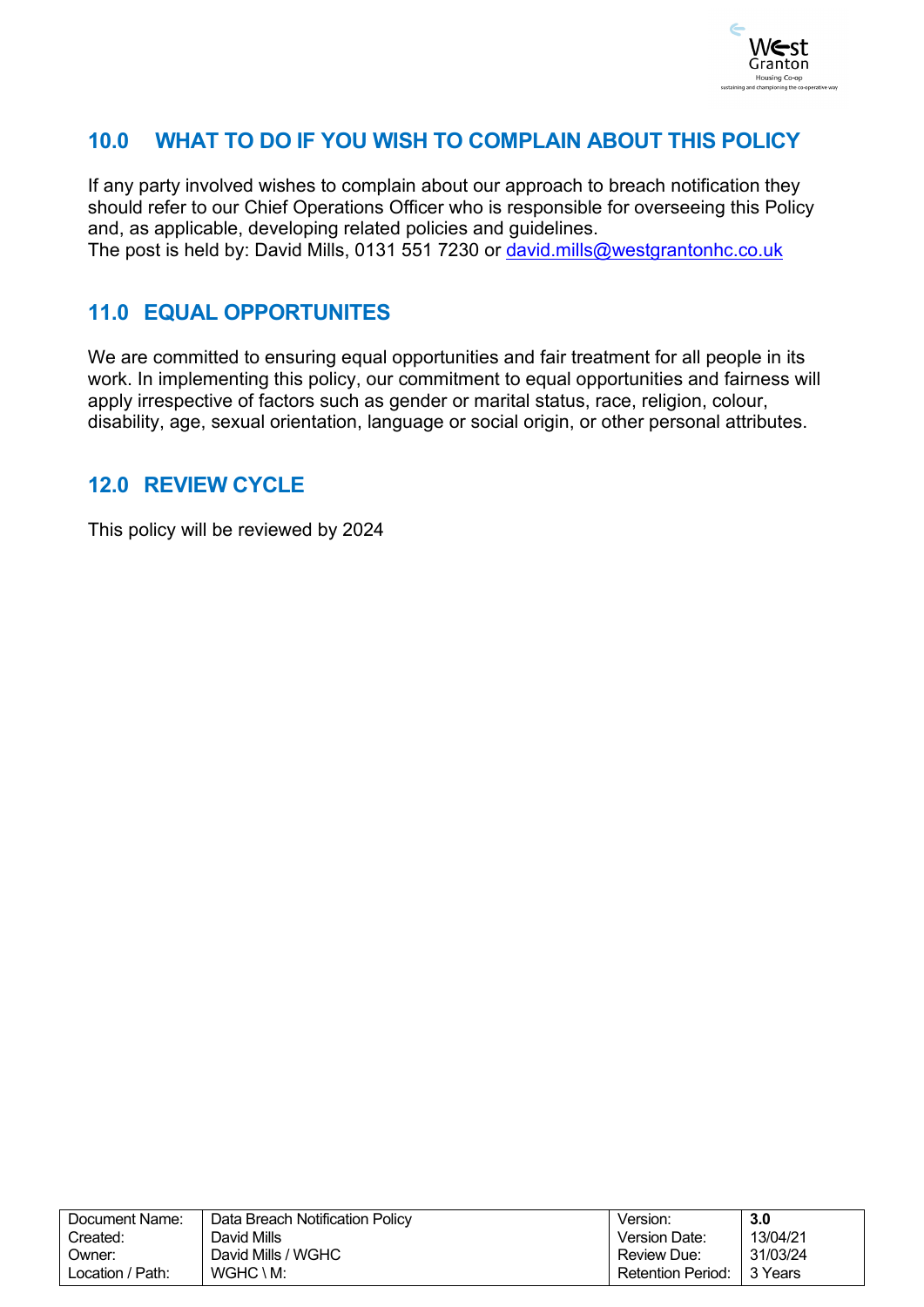## 10.0 WHAT TO DO IF YOU WISH TO COMPLAIN ABOUT THIS POLICY

If any party involved wishes to complain about our approach to breach notification they should refer to our Chief Operations Officer who is responsible for overseeing this Policy and, as applicable, developing related policies and guidelines.
The post is held by: David Mills, 0131 551 7230 or david.mills@westgrantonhc.co.uk

## 11.0 EQUAL OPPORTUNITES

We are committed to ensuring equal opportunities and fair treatment for all people in its work. In implementing this policy, our commitment to equal opportunities and fairness will apply irrespective of factors such as gender or marital status, race, religion, colour, disability, age, sexual orientation, language or social origin, or other personal attributes.

## 12.0 REVIEW CYCLE

This policy will be reviewed by 2024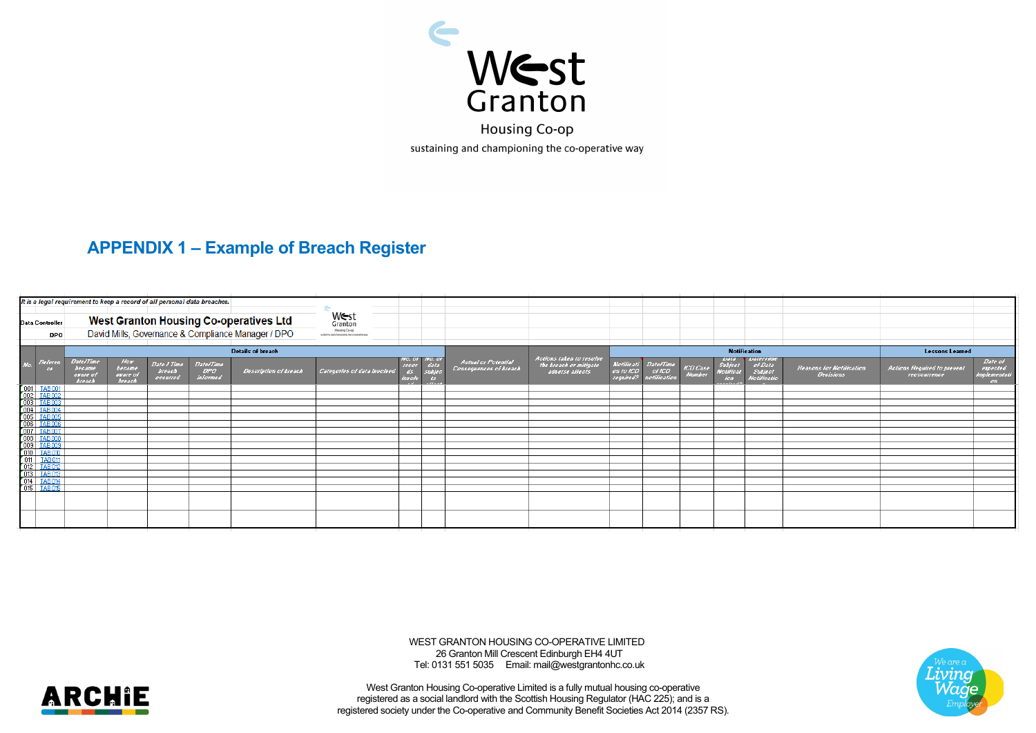West Granton

Housing Co-op

sustaining and championing the co-operative way

## APPENDIX 1 – Example of Breach Register

*It is a legal requirement to keep a record of all personal data breaches.*

**Data Controller** West Granton Housing Co-operatives Ltd

**DPO** David Mills, Governance & Compliance Manager / DPO

| | | Details of breach | | | | | | | | | | Notification | | | | | | Lessons Learned | |
|---|---|---|---|---|---|---|---|---|---|---|---|---|---|---|---|---|---|---|---|
| No. | References | Date/Time became aware of breach | How became aware of breach | Date / Time breach occurred | Date/Time DPO informed | Description of breach | Categories of data involved | No. of records involved | No. of data subjects affected | Actual or Potential Consequences of breach | Actions taken to resolve the breach or mitigate adverse affects | Notification to ICO required? | Date/Time of ICO notification | ICO Case Number | Data Subject Notification required? | Date/Time of Data Subject Notification | Reasons for Notification Decisions | Actions Required to prevent reoccurrence | Date of expected implementation |
| 001 | TAB 001 | | | | | | | | | | | | | | | | | | |
| 002 | TAB 002 | | | | | | | | | | | | | | | | | | |
| 003 | TAB 003 | | | | | | | | | | | | | | | | | | |
| 004 | TAB 004 | | | | | | | | | | | | | | | | | | |
| 005 | TAB 005 | | | | | | | | | | | | | | | | | | |
| 006 | TAB 006 | | | | | | | | | | | | | | | | | | |
| 007 | TAB 007 | | | | | | | | | | | | | | | | | | |
| 008 | TAB 008 | | | | | | | | | | | | | | | | | | |
| 009 | TAB 009 | | | | | | | | | | | | | | | | | | |
| 010 | TAB 010 | | | | | | | | | | | | | | | | | | |
| 011 | TAB 011 | | | | | | | | | | | | | | | | | | |
| 012 | TAB 012 | | | | | | | | | | | | | | | | | | |
| 013 | TAB 013 | | | | | | | | | | | | | | | | | | |
| 014 | TAB 014 | | | | | | | | | | | | | | | | | | |
| 015 | TAB 015 | | | | | | | | | | | | | | | | | | |

WEST GRANTON HOUSING CO-OPERATIVE LIMITED
26 Granton Mill Crescent Edinburgh EH4 4UT
Tel: 0131 551 5035 Email: mail@westgrantonhc.co.uk

West Granton Housing Co-operative Limited is a fully mutual housing co-operative registered as a social landlord with the Scottish Housing Regulator (HAC 225); and is a registered society under the Co-operative and Community Benefit Societies Act 2014 (2357 RS).